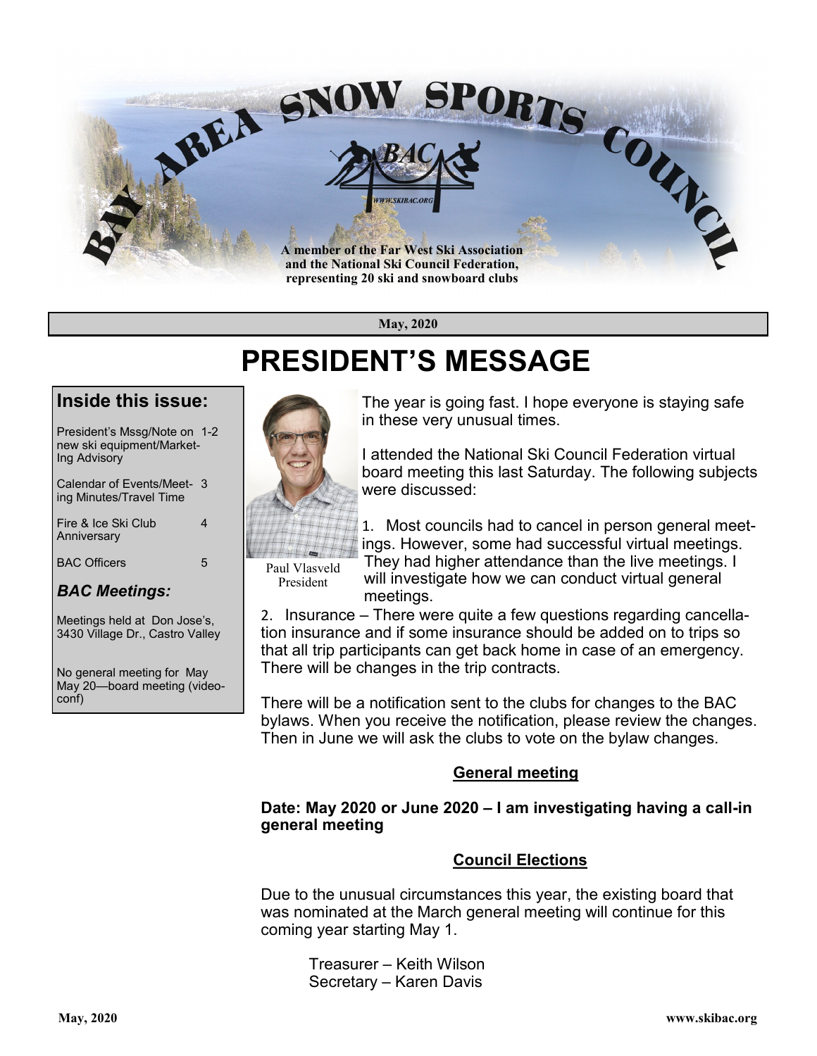# BAY AREA SNOW SPORTS COUNCIL

A member of the Far West Ski Association and the National Ski Council Federation, representing 20 ski and snowboard clubs

May, 2020

# PRESIDENT'S MESSAGE

## Inside this issue:

| | |
|---|---|
| President's Mssg/Note on new ski equipment/Marketing Advisory | 1-2 |
| Calendar of Events/Meeting Minutes/Travel Time | 3 |
| Fire & Ice Ski Club Anniversary | 4 |
| BAC Officers | 5 |

### *BAC Meetings:*

Meetings held at Don Jose's, 3430 Village Dr., Castro Valley

No general meeting for May
May 20—board meeting (video-conf)

Paul Vlasveld
President

The year is going fast. I hope everyone is staying safe in these very unusual times.

I attended the National Ski Council Federation virtual board meeting this last Saturday. The following subjects were discussed:

1. Most councils had to cancel in person general meetings. However, some had successful virtual meetings. They had higher attendance than the live meetings. I will investigate how we can conduct virtual general meetings.
2. Insurance – There were quite a few questions regarding cancellation insurance and if some insurance should be added on to trips so that all trip participants can get back home in case of an emergency. There will be changes in the trip contracts.

There will be a notification sent to the clubs for changes to the BAC bylaws. When you receive the notification, please review the changes. Then in June we will ask the clubs to vote on the bylaw changes.

**General meeting**

**Date: May 2020 or June 2020 – I am investigating having a call-in general meeting**

**Council Elections**

Due to the unusual circumstances this year, the existing board that was nominated at the March general meeting will continue for this coming year starting May 1.

Treasurer – Keith Wilson
Secretary – Karen Davis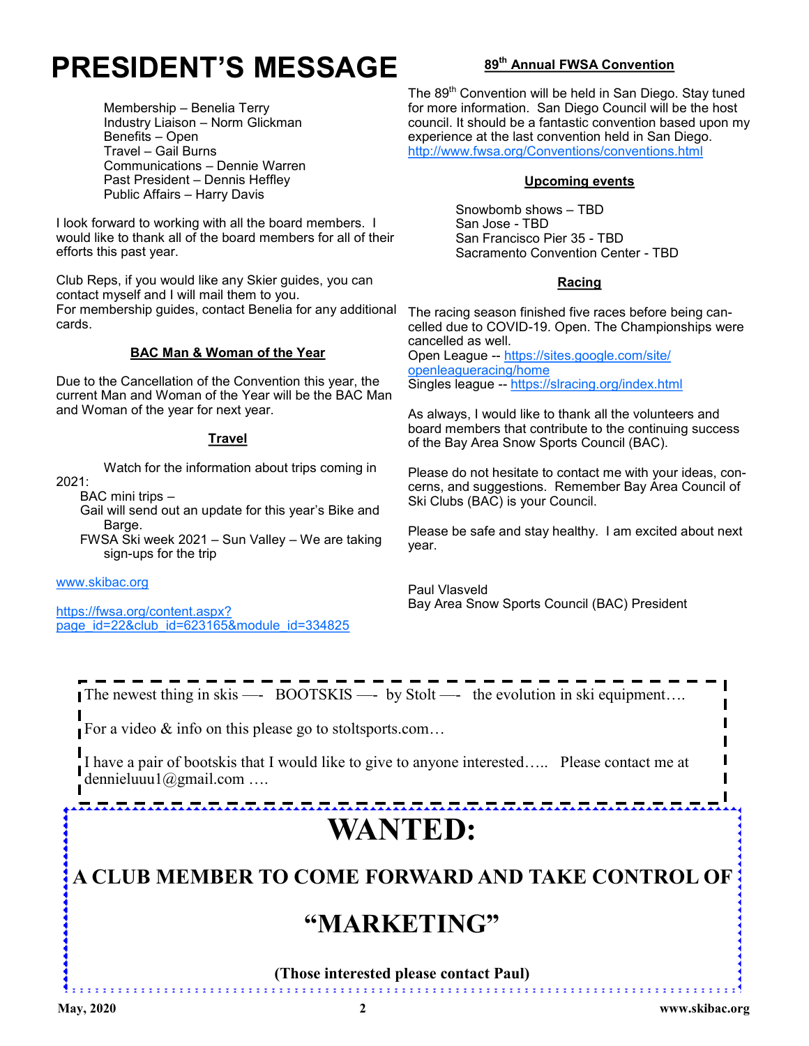# PRESIDENT'S MESSAGE

Membership – Benelia Terry
Industry Liaison – Norm Glickman
Benefits – Open
Travel – Gail Burns
Communications – Dennie Warren
Past President – Dennis Heffley
Public Affairs – Harry Davis

I look forward to working with all the board members. I would like to thank all of the board members for all of their efforts this past year.

Club Reps, if you would like any Skier guides, you can contact myself and I will mail them to you.
For membership guides, contact Benelia for any additional cards.

## BAC Man & Woman of the Year

Due to the Cancellation of the Convention this year, the current Man and Woman of the Year will be the BAC Man and Woman of the year for next year.

## Travel

Watch for the information about trips coming in 2021:

- BAC mini trips –
- Gail will send out an update for this year's Bike and Barge.
- FWSA Ski week 2021 – Sun Valley – We are taking sign-ups for the trip

www.skibac.org

https://fwsa.org/content.aspx?page_id=22&club_id=623165&module_id=334825

## 89th Annual FWSA Convention

The 89th Convention will be held in San Diego. Stay tuned for more information. San Diego Council will be the host council. It should be a fantastic convention based upon my experience at the last convention held in San Diego.
http://www.fwsa.org/Conventions/conventions.html

## Upcoming events

Snowbomb shows – TBD
San Jose - TBD
San Francisco Pier 35 - TBD
Sacramento Convention Center - TBD

## Racing

The racing season finished five races before being cancelled due to COVID-19. Open. The Championships were cancelled as well.
Open League -- https://sites.google.com/site/openleagueracing/home
Singles league -- https://slracing.org/index.html

As always, I would like to thank all the volunteers and board members that contribute to the continuing success of the Bay Area Snow Sports Council (BAC).

Please do not hesitate to contact me with your ideas, concerns, and suggestions. Remember Bay Area Council of Ski Clubs (BAC) is your Council.

Please be safe and stay healthy. I am excited about next year.

Paul Vlasveld
Bay Area Snow Sports Council (BAC) President

---

The newest thing in skis —- BOOTSKIS —- by Stolt —- the evolution in ski equipment….

For a video & info on this please go to stoltsports.com…

I have a pair of bootskis that I would like to give to anyone interested….. Please contact me at dennieluuu1@gmail.com ….

---

# WANTED:

**A CLUB MEMBER TO COME FORWARD AND TAKE CONTROL OF**

## "MARKETING"

**(Those interested please contact Paul)**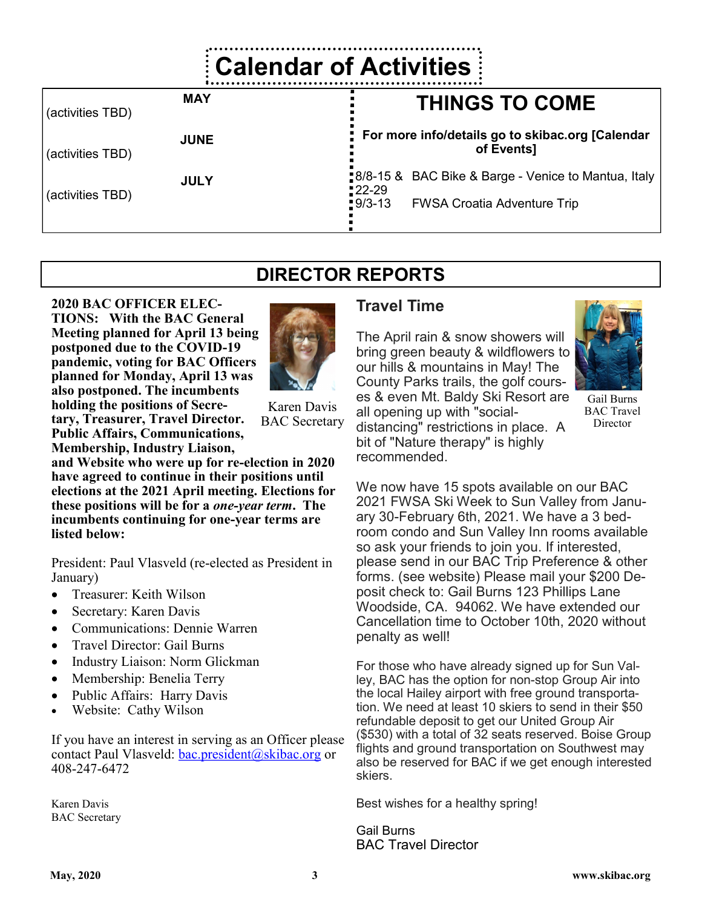# Calendar of Activities

| | MAY |
|---|---|
| (activities TBD) | |
| | **JUNE** |
| (activities TBD) | |
| | **JULY** |
| (activities TBD) | |

## THINGS TO COME

**For more info/details go to skibac.org [Calendar of Events]**

| | |
|---|---|
| 8/8-15 & 22-29 | BAC Bike & Barge - Venice to Mantua, Italy |
| 9/3-13 | FWSA Croatia Adventure Trip |

# DIRECTOR REPORTS

**2020 BAC OFFICER ELECTIONS: With the BAC General Meeting planned for April 13 being postponed due to the COVID-19 pandemic, voting for BAC Officers planned for Monday, April 13 was also postponed. The incumbents holding the positions of Secretary, Treasurer, Travel Director. Public Affairs, Communications, Membership, Industry Liaison, and Website who were up for re-election in 2020 have agreed to continue in their positions until elections at the 2021 April meeting. Elections for these positions will be for a *one-year term*. The incumbents continuing for one-year terms are listed below:**

Karen Davis
BAC Secretary

President: Paul Vlasveld (re-elected as President in January)

- Treasurer: Keith Wilson
- Secretary: Karen Davis
- Communications: Dennie Warren
- Travel Director: Gail Burns
- Industry Liaison: Norm Glickman
- Membership: Benelia Terry
- Public Affairs: Harry Davis
- Website: Cathy Wilson

If you have an interest in serving as an Officer please contact Paul Vlasveld: bac.president@skibac.org or 408-247-6472

Karen Davis
BAC Secretary

## Travel Time

The April rain & snow showers will bring green beauty & wildflowers to our hills & mountains in May! The County Parks trails, the golf courses & even Mt. Baldy Ski Resort are all opening up with "social-distancing" restrictions in place. A bit of "Nature therapy" is highly recommended.

Gail Burns
BAC Travel Director

We now have 15 spots available on our BAC 2021 FWSA Ski Week to Sun Valley from January 30-February 6th, 2021. We have a 3 bedroom condo and Sun Valley Inn rooms available so ask your friends to join you. If interested, please send in our BAC Trip Preference & other forms. (see website) Please mail your $200 Deposit check to: Gail Burns 123 Phillips Lane Woodside, CA. 94062. We have extended our Cancellation time to October 10th, 2020 without penalty as well!

For those who have already signed up for Sun Valley, BAC has the option for non-stop Group Air into the local Hailey airport with free ground transportation. We need at least 10 skiers to send in their $50 refundable deposit to get our United Group Air ($530) with a total of 32 seats reserved. Boise Group flights and ground transportation on Southwest may also be reserved for BAC if we get enough interested skiers.

Best wishes for a healthy spring!

Gail Burns
BAC Travel Director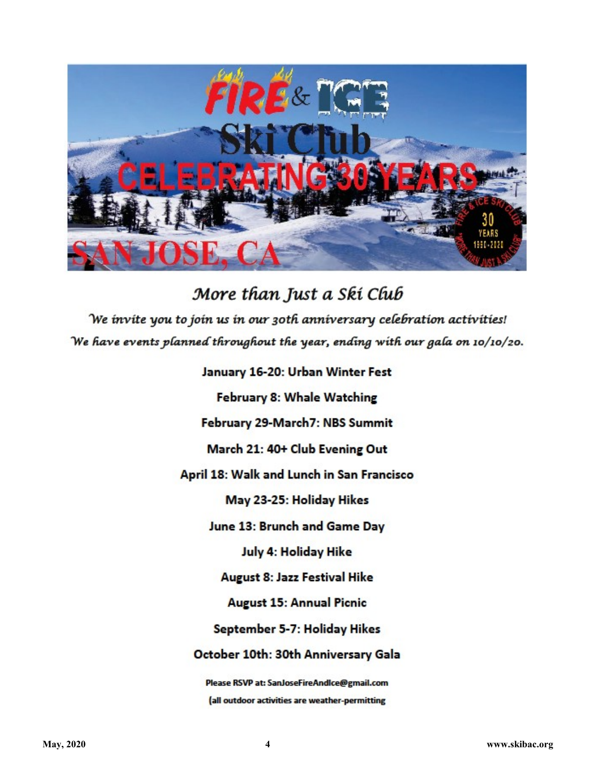# FIRE & ICE Ski Club

## CELEBRATING 30 YEARS

## SAN JOSE, CA

FIRE & ICE SKI CLUB 30 YEARS 1990-2020 "MORE THAN JUST A SKI CLUB"

## *More than Just a Ski Club*

*We invite you to join us in our 30th anniversary celebration activities!*

*We have events planned throughout the year, ending with our gala on 10/10/20.*

**January 16-20: Urban Winter Fest**

**February 8: Whale Watching**

**February 29-March7: NBS Summit**

**March 21: 40+ Club Evening Out**

**April 18: Walk and Lunch in San Francisco**

**May 23-25: Holiday Hikes**

**June 13: Brunch and Game Day**

**July 4: Holiday Hike**

**August 8: Jazz Festival Hike**

**August 15: Annual Picnic**

**September 5-7: Holiday Hikes**

**October 10th: 30th Anniversary Gala**

**Please RSVP at: SanJoseFireAndIce@gmail.com**

**(all outdoor activities are weather-permitting**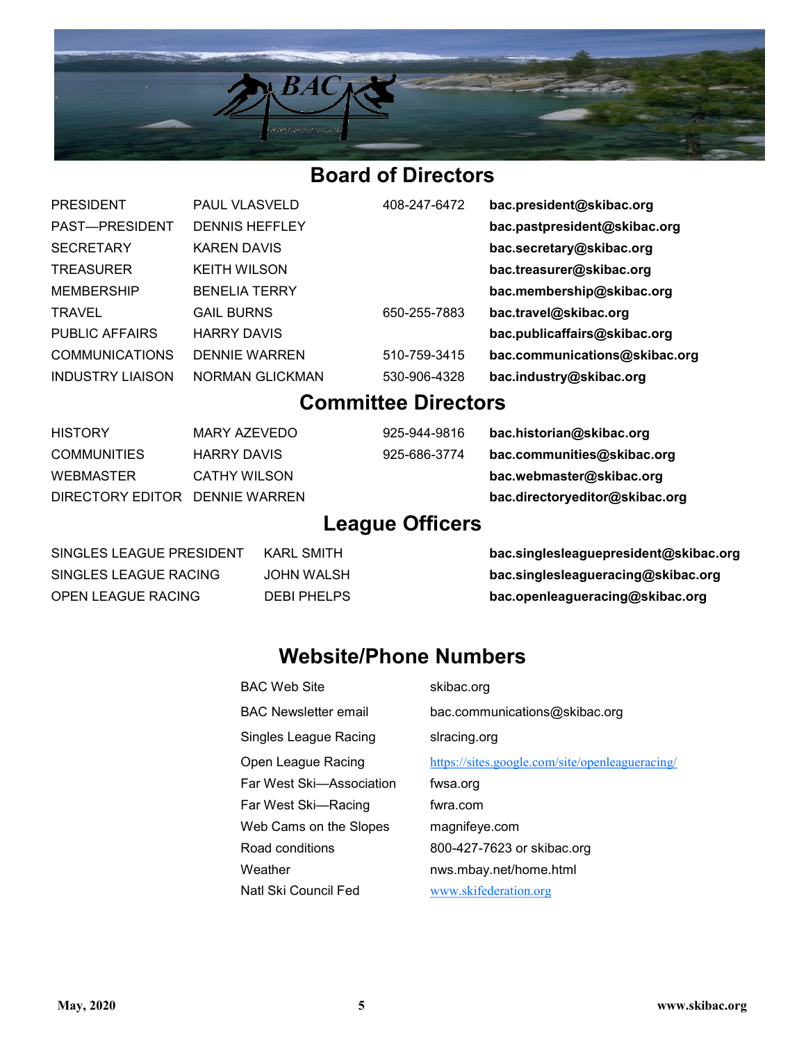## Board of Directors

| | | | |
|---|---|---|---|
| PRESIDENT | PAUL VLASVELD | 408-247-6472 | **bac.president@skibac.org** |
| PAST—PRESIDENT | DENNIS HEFFLEY | | **bac.pastpresident@skibac.org** |
| SECRETARY | KAREN DAVIS | | **bac.secretary@skibac.org** |
| TREASURER | KEITH WILSON | | **bac.treasurer@skibac.org** |
| MEMBERSHIP | BENELIA TERRY | | **bac.membership@skibac.org** |
| TRAVEL | GAIL BURNS | 650-255-7883 | **bac.travel@skibac.org** |
| PUBLIC AFFAIRS | HARRY DAVIS | | **bac.publicaffairs@skibac.org** |
| COMMUNICATIONS | DENNIE WARREN | 510-759-3415 | **bac.communications@skibac.org** |
| INDUSTRY LIAISON | NORMAN GLICKMAN | 530-906-4328 | **bac.industry@skibac.org** |

## Committee Directors

| | | | |
|---|---|---|---|
| HISTORY | MARY AZEVEDO | 925-944-9816 | **bac.historian@skibac.org** |
| COMMUNITIES | HARRY DAVIS | 925-686-3774 | **bac.communities@skibac.org** |
| WEBMASTER | CATHY WILSON | | **bac.webmaster@skibac.org** |
| DIRECTORY EDITOR | DENNIE WARREN | | **bac.directoryeditor@skibac.org** |

## League Officers

| | | |
|---|---|---|
| SINGLES LEAGUE PRESIDENT | KARL SMITH | **bac.singlesleaguepresident@skibac.org** |
| SINGLES LEAGUE RACING | JOHN WALSH | **bac.singlesleagueracing@skibac.org** |
| OPEN LEAGUE RACING | DEBI PHELPS | **bac.openleagueracing@skibac.org** |

## Website/Phone Numbers

| | |
|---|---|
| BAC Web Site | skibac.org |
| BAC Newsletter email | bac.communications@skibac.org |
| Singles League Racing | slracing.org |
| Open League Racing | https://sites.google.com/site/openleagueracing/ |
| Far West Ski—Association | fwsa.org |
| Far West Ski—Racing | fwra.com |
| Web Cams on the Slopes | magnifeye.com |
| Road conditions | 800-427-7623 or skibac.org |
| Weather | nws.mbay.net/home.html |
| Natl Ski Council Fed | www.skifederation.org |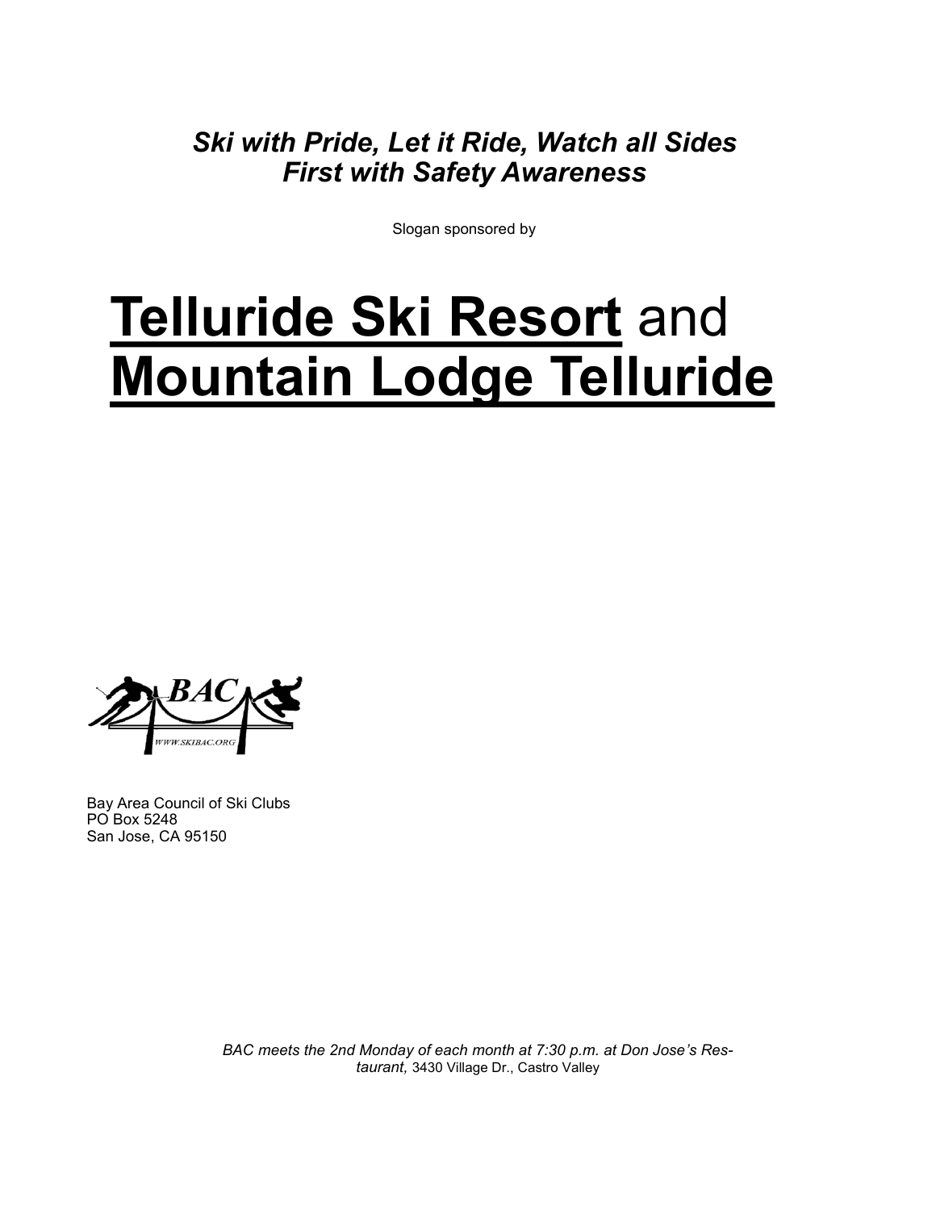***Ski with Pride, Let it Ride, Watch all Sides***
***First with Safety Awareness***

Slogan sponsored by

# **Telluride Ski Resort** and **Mountain Lodge Telluride**

BAC
WWW.SKIBAC.ORG

Bay Area Council of Ski Clubs
PO Box 5248
San Jose, CA 95150

*BAC meets the 2nd Monday of each month at 7:30 p.m. at Don Jose's Restaurant,* 3430 Village Dr., Castro Valley